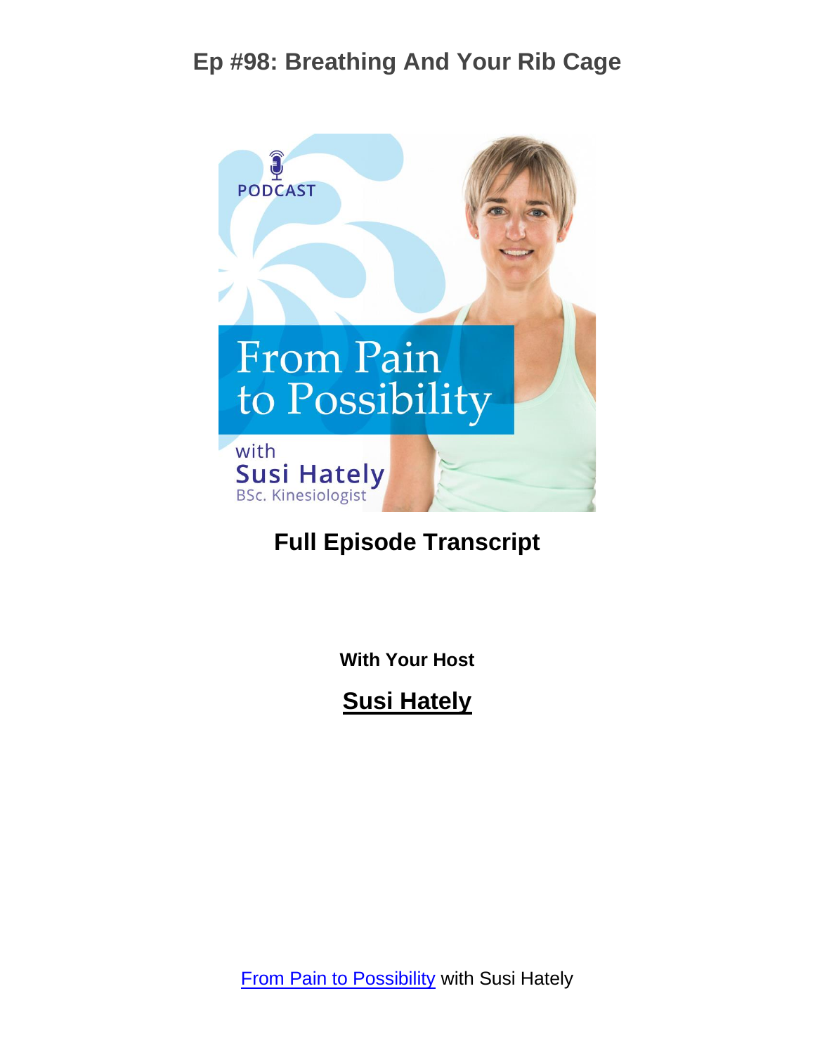# Ep #98: Breathing And Your Rib Cage

PODCAST

From Pain to Possibility

with

Susi Hately

BSc. Kinesiologist

## Full Episode Transcript

**With Your Host**

**Susi Hately**

[From Pain to Possibility](#) with Susi Hately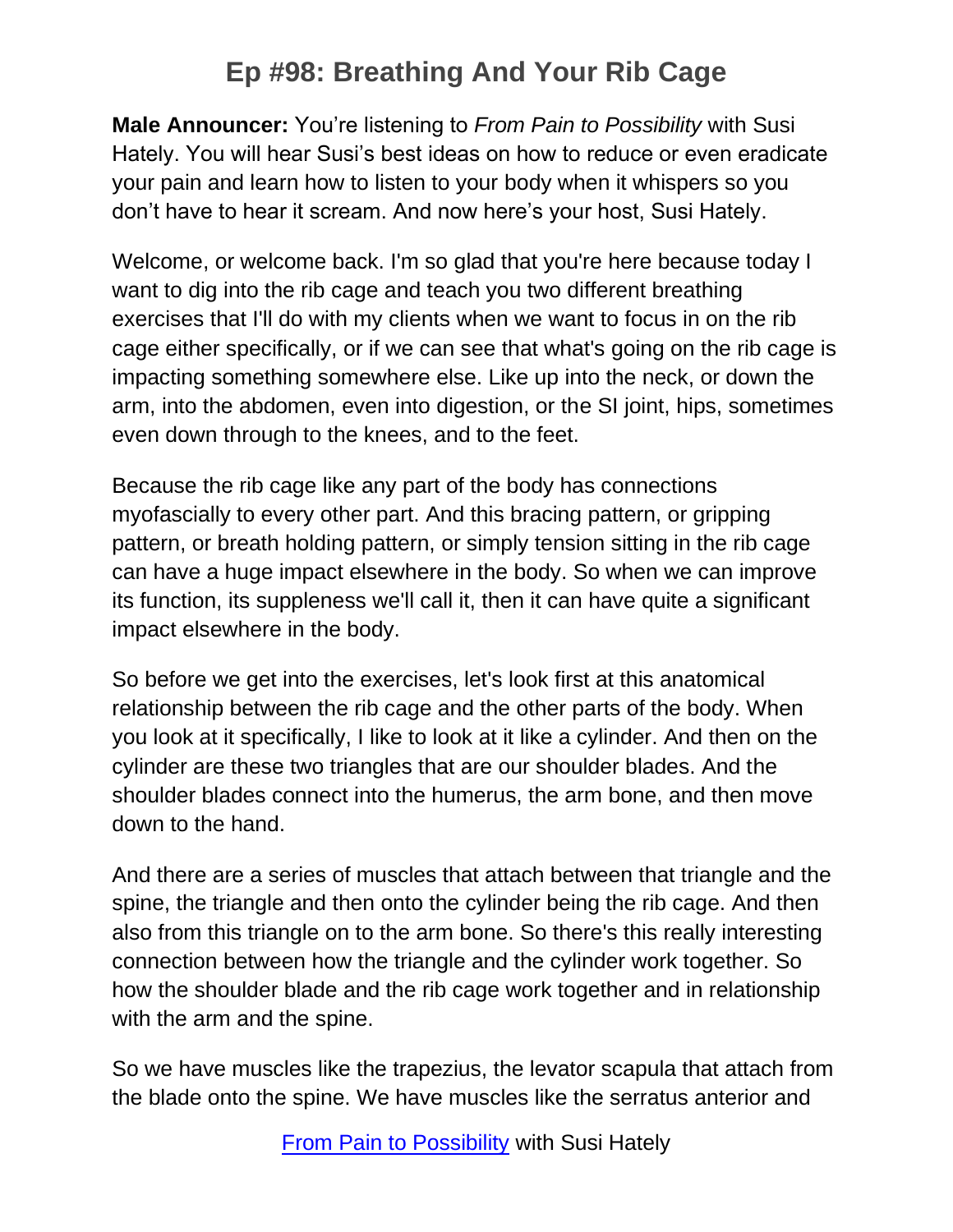# Ep #98: Breathing And Your Rib Cage

**Male Announcer:** You're listening to *From Pain to Possibility* with Susi Hately. You will hear Susi's best ideas on how to reduce or even eradicate your pain and learn how to listen to your body when it whispers so you don't have to hear it scream. And now here's your host, Susi Hately.

Welcome, or welcome back. I'm so glad that you're here because today I want to dig into the rib cage and teach you two different breathing exercises that I'll do with my clients when we want to focus in on the rib cage either specifically, or if we can see that what's going on the rib cage is impacting something somewhere else. Like up into the neck, or down the arm, into the abdomen, even into digestion, or the SI joint, hips, sometimes even down through to the knees, and to the feet.

Because the rib cage like any part of the body has connections myofascially to every other part. And this bracing pattern, or gripping pattern, or breath holding pattern, or simply tension sitting in the rib cage can have a huge impact elsewhere in the body. So when we can improve its function, its suppleness we'll call it, then it can have quite a significant impact elsewhere in the body.

So before we get into the exercises, let's look first at this anatomical relationship between the rib cage and the other parts of the body. When you look at it specifically, I like to look at it like a cylinder. And then on the cylinder are these two triangles that are our shoulder blades. And the shoulder blades connect into the humerus, the arm bone, and then move down to the hand.

And there are a series of muscles that attach between that triangle and the spine, the triangle and then onto the cylinder being the rib cage. And then also from this triangle on to the arm bone. So there's this really interesting connection between how the triangle and the cylinder work together. So how the shoulder blade and the rib cage work together and in relationship with the arm and the spine.

So we have muscles like the trapezius, the levator scapula that attach from the blade onto the spine. We have muscles like the serratus anterior and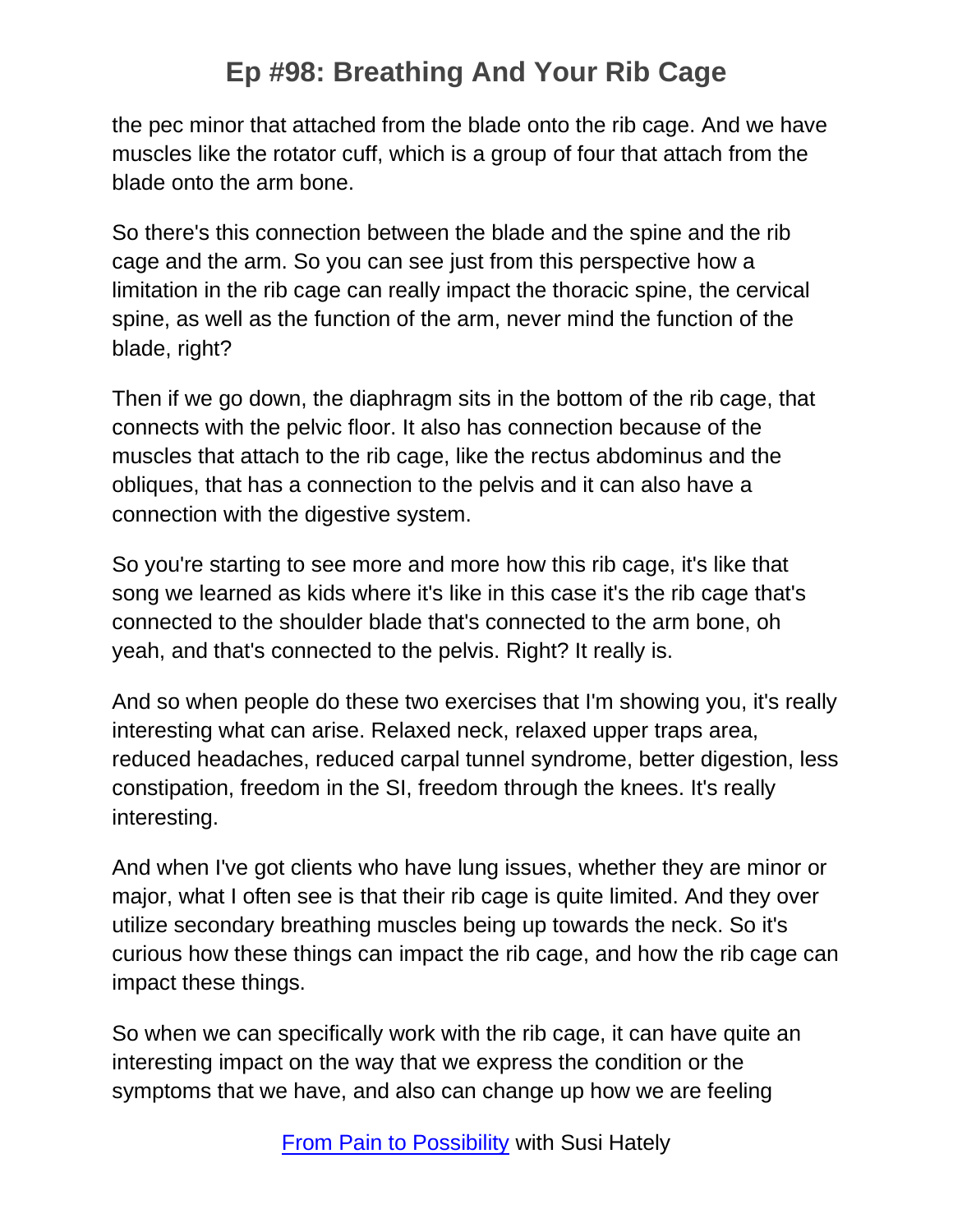the pec minor that attached from the blade onto the rib cage. And we have muscles like the rotator cuff, which is a group of four that attach from the blade onto the arm bone.

So there's this connection between the blade and the spine and the rib cage and the arm. So you can see just from this perspective how a limitation in the rib cage can really impact the thoracic spine, the cervical spine, as well as the function of the arm, never mind the function of the blade, right?

Then if we go down, the diaphragm sits in the bottom of the rib cage, that connects with the pelvic floor. It also has connection because of the muscles that attach to the rib cage, like the rectus abdominus and the obliques, that has a connection to the pelvis and it can also have a connection with the digestive system.

So you're starting to see more and more how this rib cage, it's like that song we learned as kids where it's like in this case it's the rib cage that's connected to the shoulder blade that's connected to the arm bone, oh yeah, and that's connected to the pelvis. Right? It really is.

And so when people do these two exercises that I'm showing you, it's really interesting what can arise. Relaxed neck, relaxed upper traps area, reduced headaches, reduced carpal tunnel syndrome, better digestion, less constipation, freedom in the SI, freedom through the knees. It's really interesting.

And when I've got clients who have lung issues, whether they are minor or major, what I often see is that their rib cage is quite limited. And they over utilize secondary breathing muscles being up towards the neck. So it's curious how these things can impact the rib cage, and how the rib cage can impact these things.

So when we can specifically work with the rib cage, it can have quite an interesting impact on the way that we express the condition or the symptoms that we have, and also can change up how we are feeling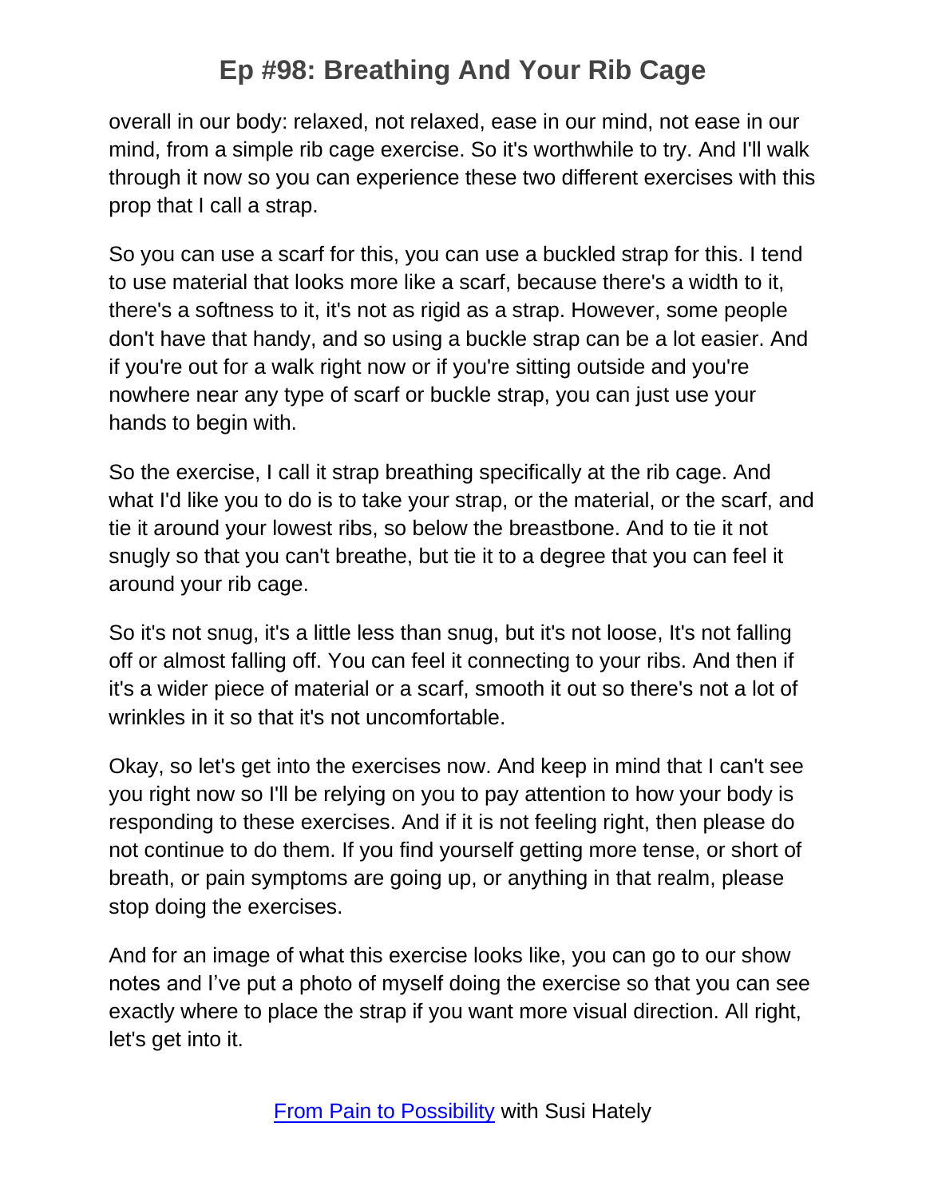overall in our body: relaxed, not relaxed, ease in our mind, not ease in our mind, from a simple rib cage exercise. So it's worthwhile to try. And I'll walk through it now so you can experience these two different exercises with this prop that I call a strap.

So you can use a scarf for this, you can use a buckled strap for this. I tend to use material that looks more like a scarf, because there's a width to it, there's a softness to it, it's not as rigid as a strap. However, some people don't have that handy, and so using a buckle strap can be a lot easier. And if you're out for a walk right now or if you're sitting outside and you're nowhere near any type of scarf or buckle strap, you can just use your hands to begin with.

So the exercise, I call it strap breathing specifically at the rib cage. And what I'd like you to do is to take your strap, or the material, or the scarf, and tie it around your lowest ribs, so below the breastbone. And to tie it not snugly so that you can't breathe, but tie it to a degree that you can feel it around your rib cage.

So it's not snug, it's a little less than snug, but it's not loose, It's not falling off or almost falling off. You can feel it connecting to your ribs. And then if it's a wider piece of material or a scarf, smooth it out so there's not a lot of wrinkles in it so that it's not uncomfortable.

Okay, so let's get into the exercises now. And keep in mind that I can't see you right now so I'll be relying on you to pay attention to how your body is responding to these exercises. And if it is not feeling right, then please do not continue to do them. If you find yourself getting more tense, or short of breath, or pain symptoms are going up, or anything in that realm, please stop doing the exercises.

And for an image of what this exercise looks like, you can go to our show notes and I've put a photo of myself doing the exercise so that you can see exactly where to place the strap if you want more visual direction. All right, let's get into it.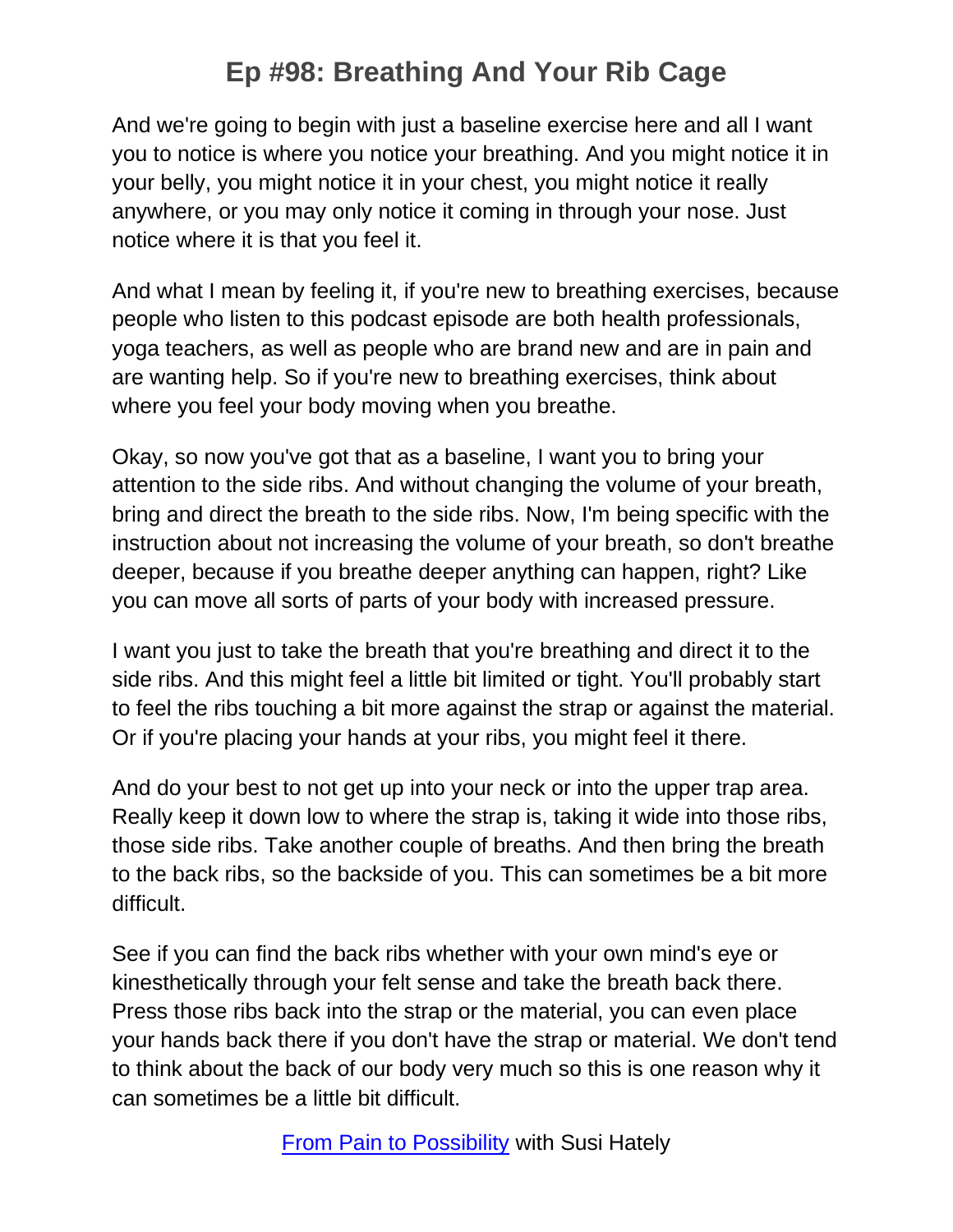And we're going to begin with just a baseline exercise here and all I want you to notice is where you notice your breathing. And you might notice it in your belly, you might notice it in your chest, you might notice it really anywhere, or you may only notice it coming in through your nose. Just notice where it is that you feel it.

And what I mean by feeling it, if you're new to breathing exercises, because people who listen to this podcast episode are both health professionals, yoga teachers, as well as people who are brand new and are in pain and are wanting help. So if you're new to breathing exercises, think about where you feel your body moving when you breathe.

Okay, so now you've got that as a baseline, I want you to bring your attention to the side ribs. And without changing the volume of your breath, bring and direct the breath to the side ribs. Now, I'm being specific with the instruction about not increasing the volume of your breath, so don't breathe deeper, because if you breathe deeper anything can happen, right? Like you can move all sorts of parts of your body with increased pressure.

I want you just to take the breath that you're breathing and direct it to the side ribs. And this might feel a little bit limited or tight. You'll probably start to feel the ribs touching a bit more against the strap or against the material. Or if you're placing your hands at your ribs, you might feel it there.

And do your best to not get up into your neck or into the upper trap area. Really keep it down low to where the strap is, taking it wide into those ribs, those side ribs. Take another couple of breaths. And then bring the breath to the back ribs, so the backside of you. This can sometimes be a bit more difficult.

See if you can find the back ribs whether with your own mind's eye or kinesthetically through your felt sense and take the breath back there. Press those ribs back into the strap or the material, you can even place your hands back there if you don't have the strap or material. We don't tend to think about the back of our body very much so this is one reason why it can sometimes be a little bit difficult.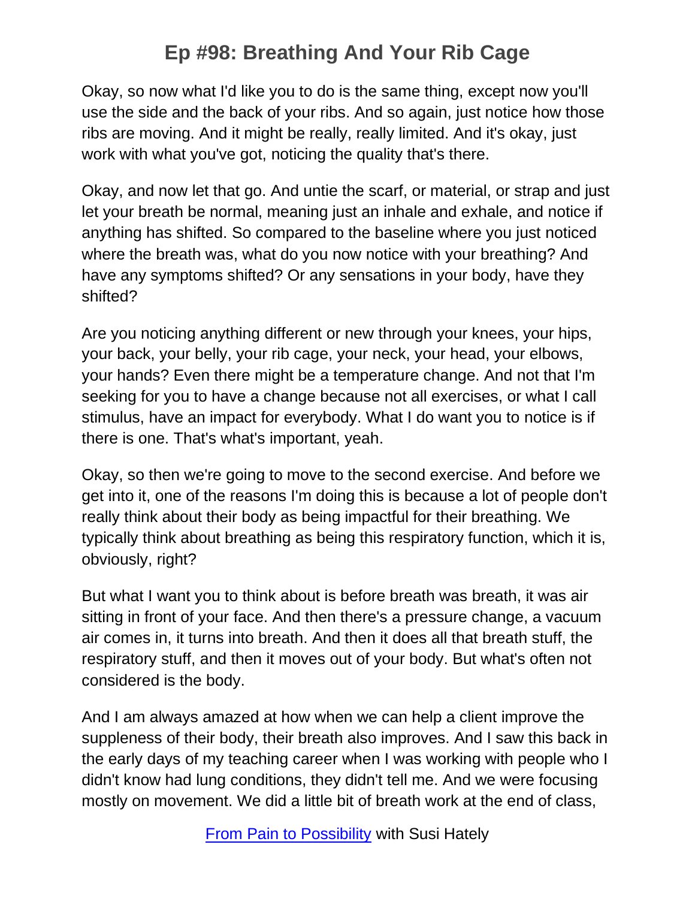Okay, so now what I'd like you to do is the same thing, except now you'll use the side and the back of your ribs. And so again, just notice how those ribs are moving. And it might be really, really limited. And it's okay, just work with what you've got, noticing the quality that's there.

Okay, and now let that go. And untie the scarf, or material, or strap and just let your breath be normal, meaning just an inhale and exhale, and notice if anything has shifted. So compared to the baseline where you just noticed where the breath was, what do you now notice with your breathing? And have any symptoms shifted? Or any sensations in your body, have they shifted?

Are you noticing anything different or new through your knees, your hips, your back, your belly, your rib cage, your neck, your head, your elbows, your hands? Even there might be a temperature change. And not that I'm seeking for you to have a change because not all exercises, or what I call stimulus, have an impact for everybody. What I do want you to notice is if there is one. That's what's important, yeah.

Okay, so then we're going to move to the second exercise. And before we get into it, one of the reasons I'm doing this is because a lot of people don't really think about their body as being impactful for their breathing. We typically think about breathing as being this respiratory function, which it is, obviously, right?

But what I want you to think about is before breath was breath, it was air sitting in front of your face. And then there's a pressure change, a vacuum air comes in, it turns into breath. And then it does all that breath stuff, the respiratory stuff, and then it moves out of your body. But what's often not considered is the body.

And I am always amazed at how when we can help a client improve the suppleness of their body, their breath also improves. And I saw this back in the early days of my teaching career when I was working with people who I didn't know had lung conditions, they didn't tell me. And we were focusing mostly on movement. We did a little bit of breath work at the end of class,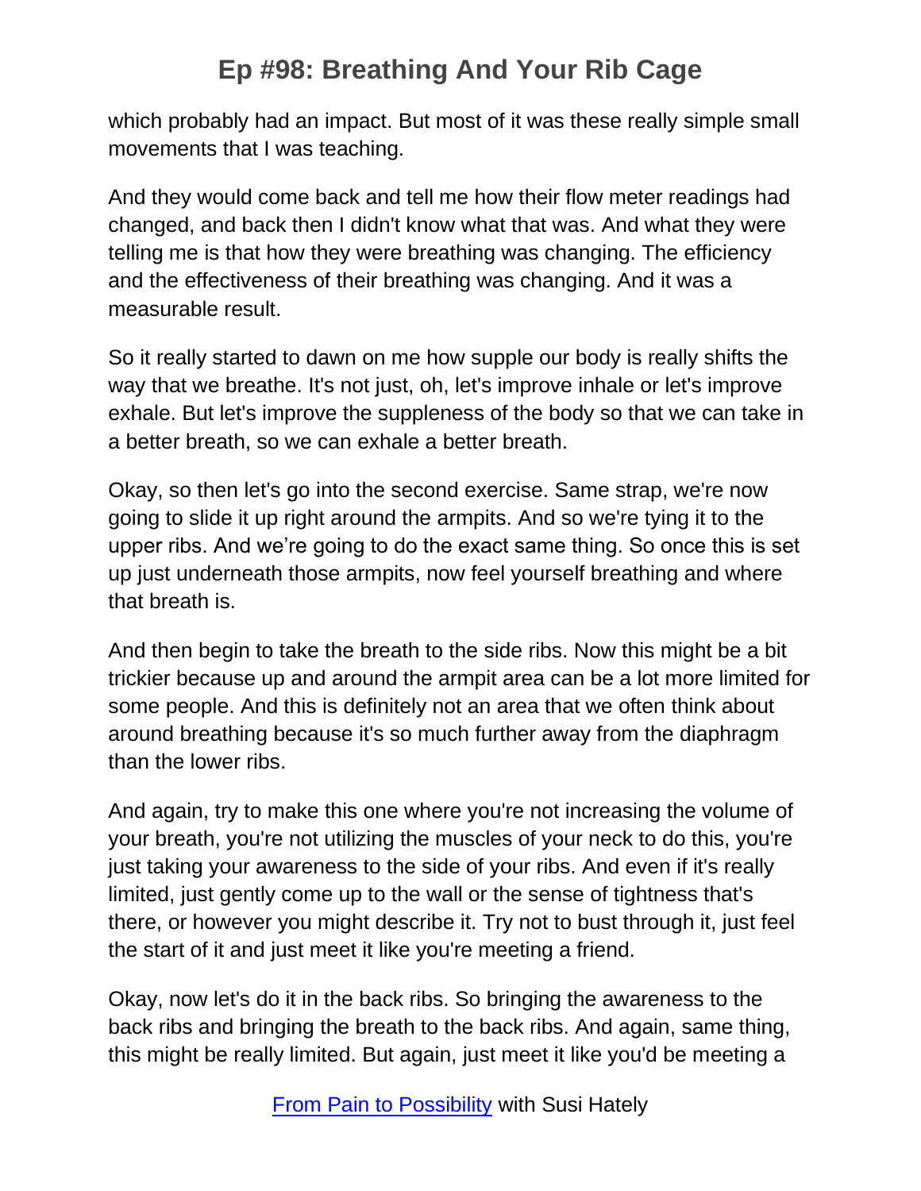which probably had an impact. But most of it was these really simple small movements that I was teaching.

And they would come back and tell me how their flow meter readings had changed, and back then I didn't know what that was. And what they were telling me is that how they were breathing was changing. The efficiency and the effectiveness of their breathing was changing. And it was a measurable result.

So it really started to dawn on me how supple our body is really shifts the way that we breathe. It's not just, oh, let's improve inhale or let's improve exhale. But let's improve the suppleness of the body so that we can take in a better breath, so we can exhale a better breath.

Okay, so then let's go into the second exercise. Same strap, we're now going to slide it up right around the armpits. And so we're tying it to the upper ribs. And we're going to do the exact same thing. So once this is set up just underneath those armpits, now feel yourself breathing and where that breath is.

And then begin to take the breath to the side ribs. Now this might be a bit trickier because up and around the armpit area can be a lot more limited for some people. And this is definitely not an area that we often think about around breathing because it's so much further away from the diaphragm than the lower ribs.

And again, try to make this one where you're not increasing the volume of your breath, you're not utilizing the muscles of your neck to do this, you're just taking your awareness to the side of your ribs. And even if it's really limited, just gently come up to the wall or the sense of tightness that's there, or however you might describe it. Try not to bust through it, just feel the start of it and just meet it like you're meeting a friend.

Okay, now let's do it in the back ribs. So bringing the awareness to the back ribs and bringing the breath to the back ribs. And again, same thing, this might be really limited. But again, just meet it like you'd be meeting a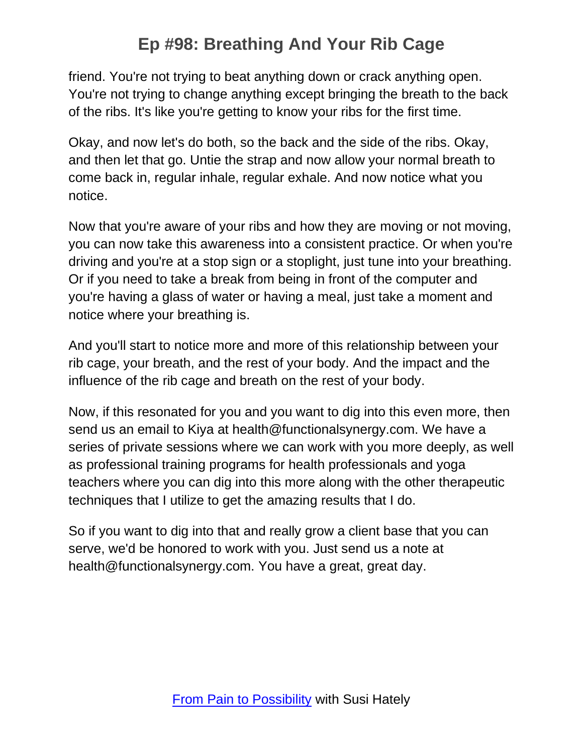friend. You're not trying to beat anything down or crack anything open. You're not trying to change anything except bringing the breath to the back of the ribs. It's like you're getting to know your ribs for the first time.

Okay, and now let's do both, so the back and the side of the ribs. Okay, and then let that go. Untie the strap and now allow your normal breath to come back in, regular inhale, regular exhale. And now notice what you notice.

Now that you're aware of your ribs and how they are moving or not moving, you can now take this awareness into a consistent practice. Or when you're driving and you're at a stop sign or a stoplight, just tune into your breathing. Or if you need to take a break from being in front of the computer and you're having a glass of water or having a meal, just take a moment and notice where your breathing is.

And you'll start to notice more and more of this relationship between your rib cage, your breath, and the rest of your body. And the impact and the influence of the rib cage and breath on the rest of your body.

Now, if this resonated for you and you want to dig into this even more, then send us an email to Kiya at health@functionalsynergy.com. We have a series of private sessions where we can work with you more deeply, as well as professional training programs for health professionals and yoga teachers where you can dig into this more along with the other therapeutic techniques that I utilize to get the amazing results that I do.

So if you want to dig into that and really grow a client base that you can serve, we'd be honored to work with you. Just send us a note at health@functionalsynergy.com. You have a great, great day.